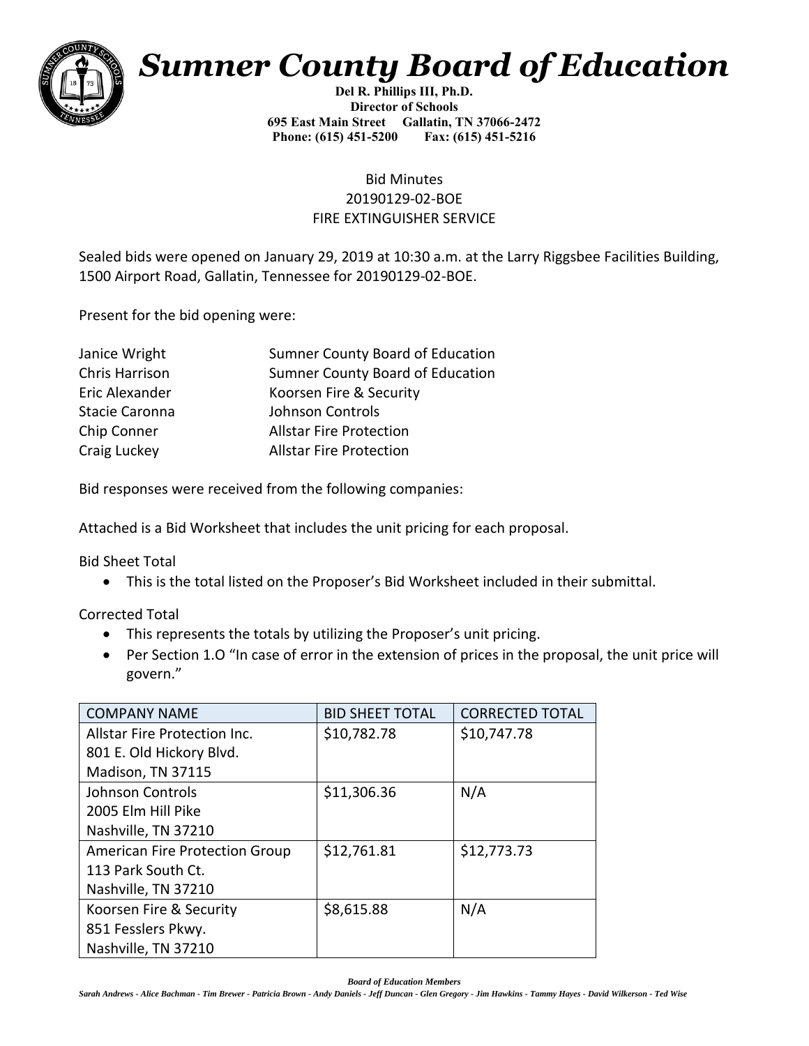# Sumner County Board of Education

**Del R. Phillips III, Ph.D.**
**Director of Schools**
**695 East Main Street Gallatin, TN 37066-2472**
**Phone: (615) 451-5200 Fax: (615) 451-5216**

Bid Minutes
20190129-02-BOE
FIRE EXTINGUISHER SERVICE

Sealed bids were opened on January 29, 2019 at 10:30 a.m. at the Larry Riggsbee Facilities Building, 1500 Airport Road, Gallatin, Tennessee for 20190129-02-BOE.

Present for the bid opening were:

| | |
|---|---|
| Janice Wright | Sumner County Board of Education |
| Chris Harrison | Sumner County Board of Education |
| Eric Alexander | Koorsen Fire & Security |
| Stacie Caronna | Johnson Controls |
| Chip Conner | Allstar Fire Protection |
| Craig Luckey | Allstar Fire Protection |

Bid responses were received from the following companies:

Attached is a Bid Worksheet that includes the unit pricing for each proposal.

Bid Sheet Total

- This is the total listed on the Proposer's Bid Worksheet included in their submittal.

Corrected Total

- This represents the totals by utilizing the Proposer's unit pricing.
- Per Section 1.O "In case of error in the extension of prices in the proposal, the unit price will govern."

| COMPANY NAME | BID SHEET TOTAL | CORRECTED TOTAL |
|---|---|---|
| Allstar Fire Protection Inc.<br>801 E. Old Hickory Blvd.<br>Madison, TN 37115 | $10,782.78 | $10,747.78 |
| Johnson Controls<br>2005 Elm Hill Pike<br>Nashville, TN 37210 | $11,306.36 | N/A |
| American Fire Protection Group<br>113 Park South Ct.<br>Nashville, TN 37210 | $12,761.81 | $12,773.73 |
| Koorsen Fire & Security<br>851 Fesslers Pkwy.<br>Nashville, TN 37210 | $8,615.88 | N/A |

***Board of Education Members***
*Sarah Andrews - Alice Bachman - Tim Brewer - Patricia Brown - Andy Daniels - Jeff Duncan - Glen Gregory - Jim Hawkins - Tammy Hayes - David Wilkerson - Ted Wise*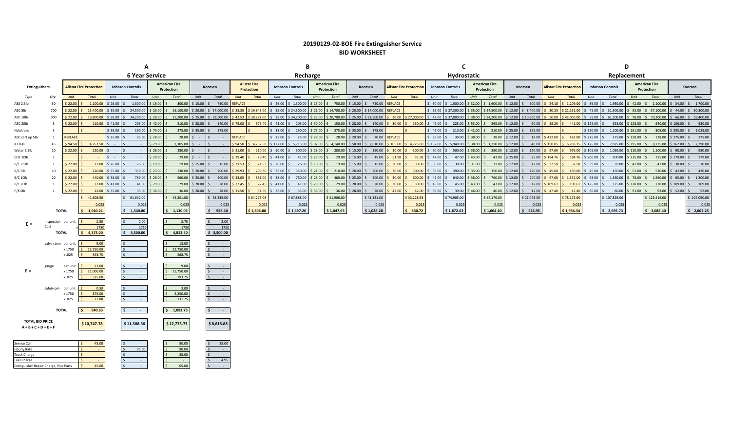# 20190129-02-BOE Fire Extinguisher Service
## BID WORKSHEET

| | | A | | | | | | | | B | | | | | | | | C | | | | | | | | D | | | | | | | |
|---|---|---|---|---|---|---|---|---|---|---|---|---|---|---|---|---|---|---|---|---|---|---|---|---|---|---|---|---|---|---|---|---|---|
| | | 6 Year Service | | | | | | | | Recharge | | | | | | | | Hydrostatic | | | | | | | | Replacement | | | | | | | |
| Extinguishers | | Allstar Fire Protection | | Johnson Controls | | American Fire Protection | | Koorsen | | Allstar Fire Protection | | Johnson Controls | | American Fire Protection | | Koorsen | | Allstar Fire Protection | | Johnson Controls | | American Fire Protection | | Koorsen | | Allstar Fire Protection | | Johnson Controls | | American Fire Protection | | Koorsen | |
| *Type* | *Qty.* | *Unit* | *Total* | *Unit* | *Total* | *Unit* | *Total* | *Unit* | *Total* | *Unit* | *Total* | *Unit* | *Total* | *Unit* | *Total* | *Unit* | *Total* | *Unit* | *Total* | *Unit* | *Total* | *Unit* | *Total* | *Unit* | *Total* | *Unit* | *Total* | *Unit* | *Total* | *Unit* | *Total* | *Unit* | *Total* |
| ABS 2.5lb | 50 | $ 22.00 | $ 1,100.00 | $ 26.00 | $ 1,300.00 | $ 16.00 | $ 800.00 | $ 15.00 | $ 750.00 | REPLACE | | $ 26.00 | $ 1,300.00 | $ 15.00 | $ 750.00 | $ 15.00 | $ 750.00 | REPLACE | | $ 30.00 | $ 1,500.00 | $ 32.00 | $ 1,600.00 | $ 12.00 | $ 600.00 | $ 24.18 | $ 1,209.00 | $ 39.00 | $ 1,950.00 | $ 42.00 | $ 2,100.00 | $ 34.00 | $ 1,700.00 |
| ABC 5lb | 700 | $ 22.00 | $ 15,400.00 | $ 35.00 | $ 24,500.00 | $ 23.00 | $ 16,100.00 | $ 20.00 | $ 14,000.00 | $ 28.35 | $ 19,845.00 | $ 35.00 | $ 24,500.00 | $ 21.00 | $ 14,700.00 | $ 20.00 | $ 14,000.00 | REPLACE | | $ 39.00 | $ 27,300.00 | $ 35.00 | $ 24,500.00 | $ 12.00 | $ 8,400.00 | $ 30.23 | $ 21,161.00 | $ 45.00 | $ 31,500.00 | $ 53.00 | $ 37,100.00 | $ 44.00 | $ 30,800.00 |
| ABC 10lb | 900 | $ 22.00 | $ 19,800.00 | $ 38.00 | $ 34,200.00 | $ 28.00 | $ 25,200.00 | $ 25.00 | $ 22,500.00 | $ 42.53 | $ 38,277.00 | $ 38.00 | $ 34,200.00 | $ 23.00 | $ 20,700.00 | $ 25.00 | $ 22,500.00 | $ 30.00 | $ 27,000.00 | $ 42.00 | $ 37,800.00 | $ 38.00 | $ 34,200.00 | $ 12.00 | $ 10,800.00 | $ 50.00 | $ 45,000.00 | $ 68.00 | $ 61,200.00 | $ 78.00 | $ 70,200.00 | $ 66.00 | $ 59,400.00 |
| ABC 20lb | 5 | $ 22.00 | $ 110.00 | $ 41.00 | $ 205.00 | $ 42.00 | $ 210.00 | $ 28.00 | $ 140.00 | $ 75.08 | $ 375.40 | $ 41.00 | $ 205.00 | $ 30.00 | $ 150.00 | $ 28.00 | $ 140.00 | $ 30.00 | $ 150.00 | $ 45.00 | $ 225.00 | $ 53.00 | $ 265.00 | $ 12.00 | $ 60.00 | $ 88.20 | $ 441.00 | $ 125.00 | $ 625.00 | $ 128.00 | $ 640.00 | $ 106.00 | $ 530.00 |
| Halotrons | 5 | | $ - | $ 38.00 | $ 190.00 | $ 75.00 | $ 375.00 | $ 35.00 | $ 175.00 | | $ - | $ 38.00 | $ 190.00 | $ 75.00 | $ 375.00 | $ 35.00 | $ 175.00 | | $ - | $ 42.00 | $ 210.00 | $ 42.00 | $ 210.00 | $ 25.00 | $ 125.00 | | $ - | $ 220.00 | $ 1,100.00 | $ 161.00 | $ 805.00 | $ 205.00 | $ 1,025.00 |
| ABC cart op 5lb | 1 | REPLACE | | $ 25.00 | $ 25.00 | $ 28.00 | $ 28.00 | $ - | $ - | REPLACE | | $ 25.00 | $ 25.00 | $ 28.00 | $ 28.00 | $ 20.00 | $ 20.00 | REPLACE | | $ 39.00 | $ 39.00 | $ 38.00 | $ 38.00 | $ 12.00 | $ 12.00 | $ 422.00 | $ 422.00 | $ 275.00 | $ 275.00 | $ 128.00 | $ 128.00 | $ 275.00 | $ 275.00 |
| K Class | 45 | $ 94.50 | $ 4,252.50 | $ - | $ - | $ 29.00 | $ 1,305.00 | $ - | $ - | $ 94.50 | $ 4,252.50 | $ 127.00 | $ 5,715.00 | $ 92.00 | $ 4,140.00 | $ 58.00 | $ 2,610.00 | $ 105.00 | $ 4,725.00 | $ 132.00 | $ 5,940.00 | $ 38.00 | $ 1,710.00 | $ 12.00 | $ 540.00 | $ 150.85 | $ 6,788.25 | $ 175.00 | $ 7,875.00 | $ 195.00 | $ 8,775.00 | $ 162.00 | $ 7,290.00 |
| Water 2.5lb | 10 | $ 22.00 | $ 220.00 | $ - | $ - | $ 28.00 | $ 280.00 | $ - | $ - | $ 21.00 | $ 210.00 | $ 50.00 | $ 500.00 | $ 28.00 | $ 280.00 | $ 15.00 | $ 150.00 | $ 30.00 | $ 300.00 | $ 50.00 | $ 500.00 | $ 38.00 | $ 380.00 | $ 12.00 | $ 120.00 | $ 97.60 | $ 976.00 | $ 105.00 | $ 1,050.00 | $ 110.00 | $ 1,100.00 | $ 98.00 | $ 980.00 |
| CO2 10lb | 1 | | $ - | $ - | $ - | $ 29.00 | $ 29.00 | $ - | $ - | $ 29.40 | $ 29.40 | $ 41.00 | $ 41.00 | $ 29.00 | $ 29.00 | $ 15.00 | $ 15.00 | $ 51.98 | $ 51.98 | $ 47.00 | $ 47.00 | $ 43.00 | $ 43.00 | $ 25.00 | $ 25.00 | $ 184.76 | $ 184.76 | $ 200.00 | $ 200.00 | $ 215.00 | $ 215.00 | $ 179.00 | $ 179.00 |
| B/C 2.5lb | 1 | $ 22.00 | $ 22.00 | $ 26.00 | $ 26.00 | $ 19.00 | $ 19.00 | $ 15.00 | $ 15.00 | $ 21.53 | $ 21.53 | $ 26.00 | $ 26.00 | $ 19.00 | $ 19.00 | $ 15.00 | $ 15.00 | $ 30.00 | $ 30.00 | $ 30.00 | $ 30.00 | $ 31.00 | $ 31.00 | $ 12.00 | $ 12.00 | $ 32.58 | $ 32.58 | $ 39.00 | $ 39.00 | $ 42.00 | $ 42.00 | $ 30.00 | $ 30.00 |
| B/C 5lb | 10 | $ 22.00 | $ 220.00 | $ 35.00 | $ 350.00 | $ 23.00 | $ 230.00 | $ 20.00 | $ 200.00 | $ 29.93 | $ 299.30 | $ 35.00 | $ 350.00 | $ 21.00 | $ 210.00 | $ 20.00 | $ 200.00 | $ 30.00 | $ 300.00 | $ 39.00 | $ 390.00 | $ 35.00 | $ 350.00 | $ 12.00 | $ 120.00 | $ 45.00 | $ 450.00 | $ 45.00 | $ 450.00 | $ 53.00 | $ 530.00 | $ 42.00 | $ 420.00 |
| B/C 10lb | 20 | $ 22.00 | $ 440.00 | $ 38.00 | $ 760.00 | $ 28.00 | $ 560.00 | $ 25.00 | $ 500.00 | $ 43.05 | $ 861.00 | $ 38.00 | $ 760.00 | $ 23.00 | $ 460.00 | $ 25.00 | $ 500.00 | $ 30.00 | $ 600.00 | $ 42.00 | $ 840.00 | $ 38.00 | $ 760.00 | $ 12.00 | $ 240.00 | $ 67.60 | $ 1,352.00 | $ 68.00 | $ 1,360.00 | $ 78.00 | $ 1,560.00 | $ 65.00 | $ 1,300.00 |
| B/C 20lb | 1 | $ 22.00 | $ 22.00 | $ 41.00 | $ 41.00 | $ 29.00 | $ 29.00 | $ 28.00 | $ 28.00 | $ 72.45 | $ 72.45 | $ 41.00 | $ 41.00 | $ 29.00 | $ 29.00 | $ 28.00 | $ 28.00 | $ 30.00 | $ 30.00 | $ 45.00 | $ 45.00 | $ 43.00 | $ 43.00 | $ 12.00 | $ 12.00 | $ 109.61 | $ 109.61 | $ 125.00 | $ 125.00 | $ 128.00 | $ 128.00 | $ 109.00 | $ 109.00 |
| P/K 5lb | 1 | $ 22.00 | $ 22.00 | $ 35.00 | $ 35.00 | $ 36.00 | $ 36.00 | $ 28.00 | $ 28.00 | $ 31.50 | $ 31.50 | $ 35.00 | $ 35.00 | $ 36.00 | $ 36.00 | $ 28.00 | $ 28.00 | $ 42.00 | $ 42.00 | $ 39.00 | $ 39.00 | $ 46.00 | $ 46.00 | $ 12.00 | $ 12.00 | $ 47.40 | $ 47.40 | $ 80.00 | $ 80.00 | $ 93.00 | $ 93.00 | $ 52.00 | $ 52.00 |
| | | | $ 41,608.50 | | $ 61,632.00 | | $ 45,201.00 | | $ 38,336.00 | | $ 64,275.08 | | $ 67,888.00 | | $ 41,906.00 | | $ 41,131.00 | | $ 33,228.98 | | $ 74,905.00 | | $ 64,176.00 | | $ 21,078.00 | | $ 78,173.60 | | $ 107,829.00 | | $ 123,416.00 | | $ 104,090.00 |
| | | | 0.025 | | 0.025 | | 0.025 | | 0.025 | | 0.025 | | 0.025 | | 0.025 | | 0.025 | | 0.025 | | 0.025 | | 0.025 | | 0.025 | | 0.025 | | 0.025 | | 0.025 | | 0.025 |
| | TOTAL | | $ 1,040.21 | | $ 1,540.80 | | $ 1,130.03 | | $ 958.40 | | $ 1,606.88 | | $ 1,697.20 | | $ 1,047.65 | | $ 1,028.28 | | $ 830.72 | | $ 1,872.63 | | $ 1,604.40 | | $ 526.95 | | $ 1,954.34 | | $ 2,695.73 | | $ 3,085.40 | | $ 2,602.25 |

| | | | Allstar Fire Protection | Johnson Controls | American Fire Protection | Koorsen |
|---|---|---|---|---|---|---|
| E = | Inspection Cost | per unit | $ 2.50 | $ 2.00 | $ 2.75 | $ 2.00 |
| | | x | 1750 | 1750 | 1750 | 1750 |
| | TOTAL | | $ 4,375.00 | $ 3,500.00 | $ 4,812.50 | $ 3,500.00 |
| F = | valve stem | per unit | $ 9.00 | $ - | $ 13.00 | $ - |
| | | x 1750 | $ 15,750.00 | $ - | $ 22,750.00 | $ - |
| | | x .025 | $ 393.75 | $ - | $ 568.75 | $ - |
| | gauge | per unit | $ 12.00 | $ - | $ 9.00 | $ - |
| | | x 1750 | $ 21,000.00 | $ - | $ 15,750.00 | $ - |
| | | x .025 | $ 525.00 | $ - | $ 393.75 | $ - |
| | safety pin | per unit | $ 0.50 | $ - | $ 3.00 | $ - |
| | | x 1750 | $ 875.00 | $ - | $ 5,250.00 | $ - |
| | | x .025 | $ 21.88 | $ - | $ 131.25 | $ - |
| | TOTAL | | $ 940.63 | $ - | $ 1,093.75 | $ - |
| TOTAL BID PRICE A + B + C + D + E + F | | | $ 10,747.78 | $ 11,306.36 | $ 12,773.73 | $ 8,615.88 |

| | Allstar Fire Protection | Johnson Controls | American Fire Protection | Koorsen |
|---|---|---|---|---|
| Service Call | $ 45.00 | $ - | $ 50.00 | $ 25.00 |
| Hourly Rate | $ - | $ 75.00 | $ 90.00 | $ - |
| Truck Charge | $ - | $ - | $ 35.00 | $ - |
| Fuel Charge | $ - | $ - | $ - | $ 4.95 |
| Extinguisher Repair Charge, Plus Parts | $ 45.00 | $ - | $ 65.00 | $ - |